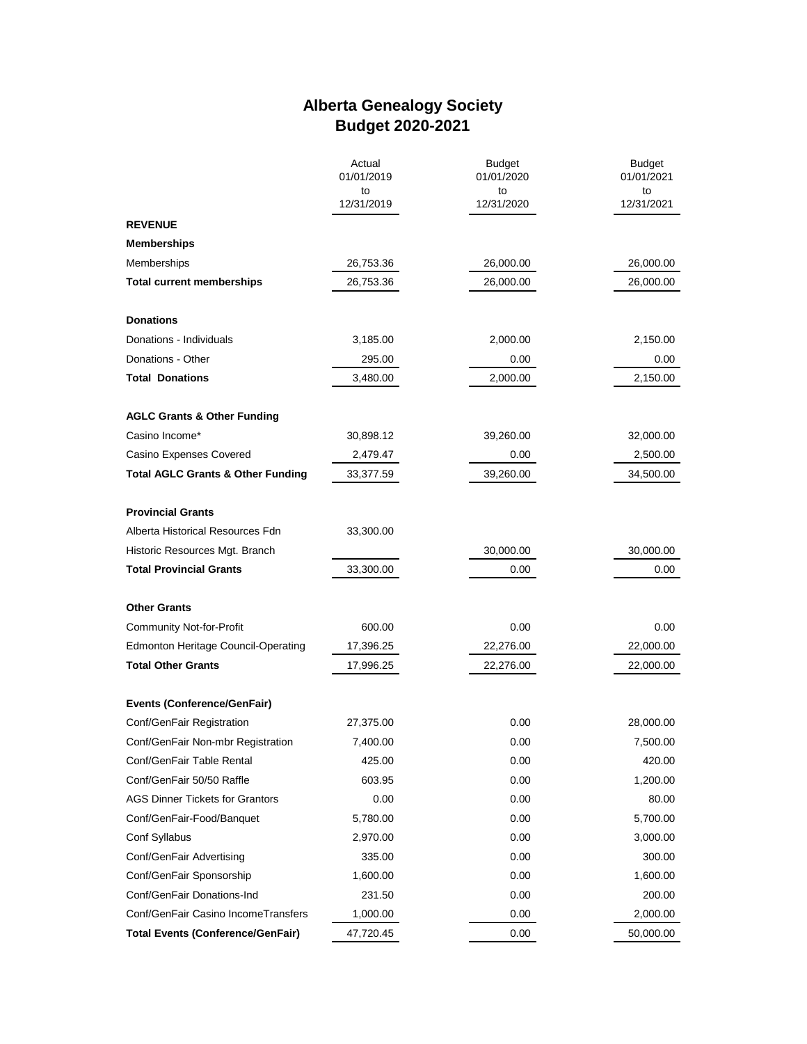# Alberta Genealogy Society
## Budget 2020-2021

| | Actual 01/01/2019 to 12/31/2019 | Budget 01/01/2020 to 12/31/2020 | Budget 01/01/2021 to 12/31/2021 |
|---|---|---|---|
| **REVENUE** | | | |
| **Memberships** | | | |
| Memberships | 26,753.36 | 26,000.00 | 26,000.00 |
| **Total current memberships** | 26,753.36 | 26,000.00 | 26,000.00 |
| | | | |
| **Donations** | | | |
| Donations - Individuals | 3,185.00 | 2,000.00 | 2,150.00 |
| Donations - Other | 295.00 | 0.00 | 0.00 |
| **Total Donations** | 3,480.00 | 2,000.00 | 2,150.00 |
| | | | |
| **AGLC Grants & Other Funding** | | | |
| Casino Income* | 30,898.12 | 39,260.00 | 32,000.00 |
| Casino Expenses Covered | 2,479.47 | 0.00 | 2,500.00 |
| **Total AGLC Grants & Other Funding** | 33,377.59 | 39,260.00 | 34,500.00 |
| | | | |
| **Provincial Grants** | | | |
| Alberta Historical Resources Fdn | 33,300.00 | | |
| Historic Resources Mgt. Branch | | 30,000.00 | 30,000.00 |
| **Total Provincial Grants** | 33,300.00 | 0.00 | 0.00 |
| | | | |
| **Other Grants** | | | |
| Community Not-for-Profit | 600.00 | 0.00 | 0.00 |
| Edmonton Heritage Council-Operating | 17,396.25 | 22,276.00 | 22,000.00 |
| **Total Other Grants** | 17,996.25 | 22,276.00 | 22,000.00 |
| | | | |
| **Events (Conference/GenFair)** | | | |
| Conf/GenFair Registration | 27,375.00 | 0.00 | 28,000.00 |
| Conf/GenFair Non-mbr Registration | 7,400.00 | 0.00 | 7,500.00 |
| Conf/GenFair Table Rental | 425.00 | 0.00 | 420.00 |
| Conf/GenFair 50/50 Raffle | 603.95 | 0.00 | 1,200.00 |
| AGS Dinner Tickets for Grantors | 0.00 | 0.00 | 80.00 |
| Conf/GenFair-Food/Banquet | 5,780.00 | 0.00 | 5,700.00 |
| Conf Syllabus | 2,970.00 | 0.00 | 3,000.00 |
| Conf/GenFair Advertising | 335.00 | 0.00 | 300.00 |
| Conf/GenFair Sponsorship | 1,600.00 | 0.00 | 1,600.00 |
| Conf/GenFair Donations-Ind | 231.50 | 0.00 | 200.00 |
| Conf/GenFair Casino IncomeTransfers | 1,000.00 | 0.00 | 2,000.00 |
| **Total Events (Conference/GenFair)** | 47,720.45 | 0.00 | 50,000.00 |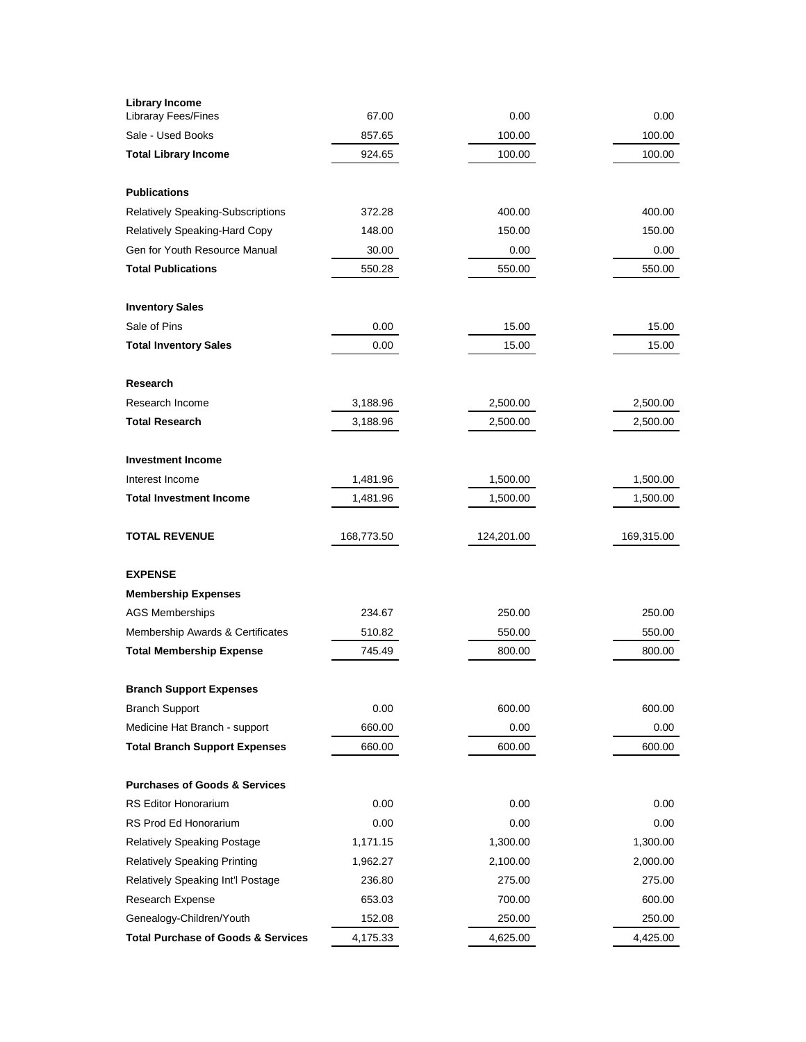| | | | |
|---|---|---|---|
| **Library Income** | | | |
| Libraray Fees/Fines | 67.00 | 0.00 | 0.00 |
| Sale - Used Books | 857.65 | 100.00 | 100.00 |
| **Total Library Income** | 924.65 | 100.00 | 100.00 |
| | | | |
| **Publications** | | | |
| Relatively Speaking-Subscriptions | 372.28 | 400.00 | 400.00 |
| Relatively Speaking-Hard Copy | 148.00 | 150.00 | 150.00 |
| Gen for Youth Resource Manual | 30.00 | 0.00 | 0.00 |
| **Total Publications** | 550.28 | 550.00 | 550.00 |
| | | | |
| **Inventory Sales** | | | |
| Sale of Pins | 0.00 | 15.00 | 15.00 |
| **Total Inventory Sales** | 0.00 | 15.00 | 15.00 |
| | | | |
| **Research** | | | |
| Research Income | 3,188.96 | 2,500.00 | 2,500.00 |
| **Total Research** | 3,188.96 | 2,500.00 | 2,500.00 |
| | | | |
| **Investment Income** | | | |
| Interest Income | 1,481.96 | 1,500.00 | 1,500.00 |
| **Total Investment Income** | 1,481.96 | 1,500.00 | 1,500.00 |
| | | | |
| **TOTAL REVENUE** | 168,773.50 | 124,201.00 | 169,315.00 |
| | | | |
| **EXPENSE** | | | |
| **Membership Expenses** | | | |
| AGS Memberships | 234.67 | 250.00 | 250.00 |
| Membership Awards & Certificates | 510.82 | 550.00 | 550.00 |
| **Total Membership Expense** | 745.49 | 800.00 | 800.00 |
| | | | |
| **Branch Support Expenses** | | | |
| Branch Support | 0.00 | 600.00 | 600.00 |
| Medicine Hat Branch - support | 660.00 | 0.00 | 0.00 |
| **Total Branch Support Expenses** | 660.00 | 600.00 | 600.00 |
| | | | |
| **Purchases of Goods & Services** | | | |
| RS Editor Honorarium | 0.00 | 0.00 | 0.00 |
| RS Prod Ed Honorarium | 0.00 | 0.00 | 0.00 |
| Relatively Speaking Postage | 1,171.15 | 1,300.00 | 1,300.00 |
| Relatively Speaking Printing | 1,962.27 | 2,100.00 | 2,000.00 |
| Relatively Speaking Int'l Postage | 236.80 | 275.00 | 275.00 |
| Research Expense | 653.03 | 700.00 | 600.00 |
| Genealogy-Children/Youth | 152.08 | 250.00 | 250.00 |
| **Total Purchase of Goods & Services** | 4,175.33 | 4,625.00 | 4,425.00 |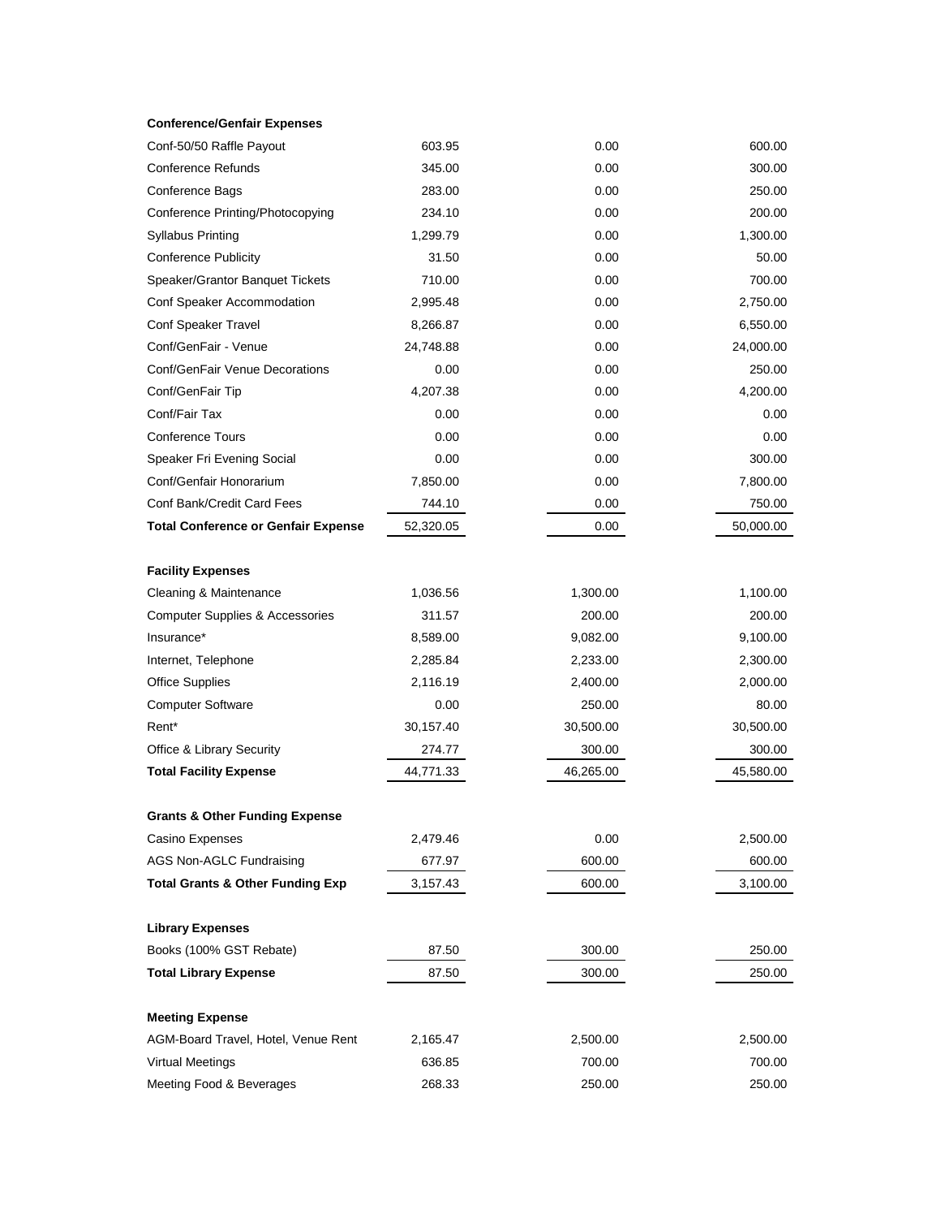| | | | |
|---|---|---|---|
| **Conference/Genfair Expenses** | | | |
| Conf-50/50 Raffle Payout | 603.95 | 0.00 | 600.00 |
| Conference Refunds | 345.00 | 0.00 | 300.00 |
| Conference Bags | 283.00 | 0.00 | 250.00 |
| Conference Printing/Photocopying | 234.10 | 0.00 | 200.00 |
| Syllabus Printing | 1,299.79 | 0.00 | 1,300.00 |
| Conference Publicity | 31.50 | 0.00 | 50.00 |
| Speaker/Grantor Banquet Tickets | 710.00 | 0.00 | 700.00 |
| Conf Speaker Accommodation | 2,995.48 | 0.00 | 2,750.00 |
| Conf Speaker Travel | 8,266.87 | 0.00 | 6,550.00 |
| Conf/GenFair - Venue | 24,748.88 | 0.00 | 24,000.00 |
| Conf/GenFair Venue Decorations | 0.00 | 0.00 | 250.00 |
| Conf/GenFair Tip | 4,207.38 | 0.00 | 4,200.00 |
| Conf/Fair Tax | 0.00 | 0.00 | 0.00 |
| Conference Tours | 0.00 | 0.00 | 0.00 |
| Speaker Fri Evening Social | 0.00 | 0.00 | 300.00 |
| Conf/Genfair Honorarium | 7,850.00 | 0.00 | 7,800.00 |
| Conf Bank/Credit Card Fees | 744.10 | 0.00 | 750.00 |
| **Total Conference or Genfair Expense** | 52,320.05 | 0.00 | 50,000.00 |
| | | | |
| **Facility Expenses** | | | |
| Cleaning & Maintenance | 1,036.56 | 1,300.00 | 1,100.00 |
| Computer Supplies & Accessories | 311.57 | 200.00 | 200.00 |
| Insurance* | 8,589.00 | 9,082.00 | 9,100.00 |
| Internet, Telephone | 2,285.84 | 2,233.00 | 2,300.00 |
| Office Supplies | 2,116.19 | 2,400.00 | 2,000.00 |
| Computer Software | 0.00 | 250.00 | 80.00 |
| Rent* | 30,157.40 | 30,500.00 | 30,500.00 |
| Office & Library Security | 274.77 | 300.00 | 300.00 |
| **Total Facility Expense** | 44,771.33 | 46,265.00 | 45,580.00 |
| | | | |
| **Grants & Other Funding Expense** | | | |
| Casino Expenses | 2,479.46 | 0.00 | 2,500.00 |
| AGS Non-AGLC Fundraising | 677.97 | 600.00 | 600.00 |
| **Total Grants & Other Funding Exp** | 3,157.43 | 600.00 | 3,100.00 |
| | | | |
| **Library Expenses** | | | |
| Books (100% GST Rebate) | 87.50 | 300.00 | 250.00 |
| **Total Library Expense** | 87.50 | 300.00 | 250.00 |
| | | | |
| **Meeting Expense** | | | |
| AGM-Board Travel, Hotel, Venue Rent | 2,165.47 | 2,500.00 | 2,500.00 |
| Virtual Meetings | 636.85 | 700.00 | 700.00 |
| Meeting Food & Beverages | 268.33 | 250.00 | 250.00 |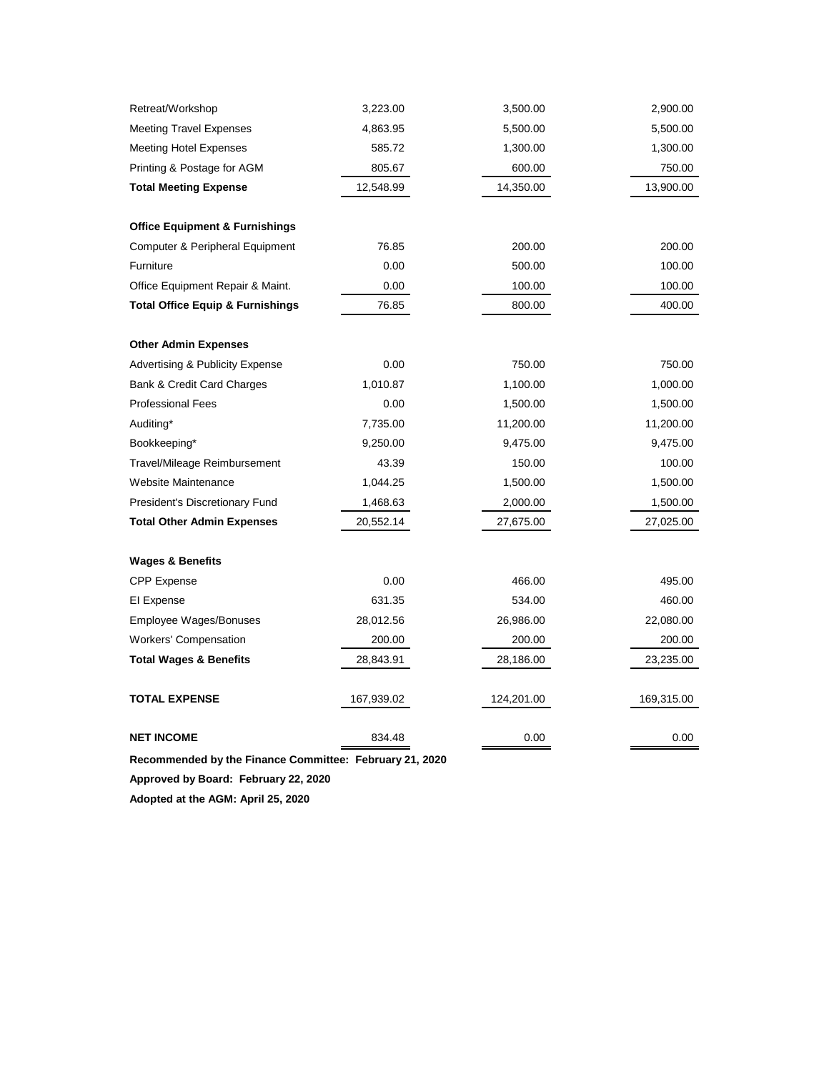| | | | |
|---|---|---|---|
| Retreat/Workshop | 3,223.00 | 3,500.00 | 2,900.00 |
| Meeting Travel Expenses | 4,863.95 | 5,500.00 | 5,500.00 |
| Meeting Hotel Expenses | 585.72 | 1,300.00 | 1,300.00 |
| Printing & Postage for AGM | 805.67 | 600.00 | 750.00 |
| **Total Meeting Expense** | 12,548.99 | 14,350.00 | 13,900.00 |
| | | | |
| **Office Equipment & Furnishings** | | | |
| Computer & Peripheral Equipment | 76.85 | 200.00 | 200.00 |
| Furniture | 0.00 | 500.00 | 100.00 |
| Office Equipment Repair & Maint. | 0.00 | 100.00 | 100.00 |
| **Total Office Equip & Furnishings** | 76.85 | 800.00 | 400.00 |
| | | | |
| **Other Admin Expenses** | | | |
| Advertising & Publicity Expense | 0.00 | 750.00 | 750.00 |
| Bank & Credit Card Charges | 1,010.87 | 1,100.00 | 1,000.00 |
| Professional Fees | 0.00 | 1,500.00 | 1,500.00 |
| Auditing* | 7,735.00 | 11,200.00 | 11,200.00 |
| Bookkeeping* | 9,250.00 | 9,475.00 | 9,475.00 |
| Travel/Mileage Reimbursement | 43.39 | 150.00 | 100.00 |
| Website Maintenance | 1,044.25 | 1,500.00 | 1,500.00 |
| President's Discretionary Fund | 1,468.63 | 2,000.00 | 1,500.00 |
| **Total Other Admin Expenses** | 20,552.14 | 27,675.00 | 27,025.00 |
| | | | |
| **Wages & Benefits** | | | |
| CPP Expense | 0.00 | 466.00 | 495.00 |
| EI Expense | 631.35 | 534.00 | 460.00 |
| Employee Wages/Bonuses | 28,012.56 | 26,986.00 | 22,080.00 |
| Workers' Compensation | 200.00 | 200.00 | 200.00 |
| **Total Wages & Benefits** | 28,843.91 | 28,186.00 | 23,235.00 |
| | | | |
| **TOTAL EXPENSE** | 167,939.02 | 124,201.00 | 169,315.00 |
| | | | |
| **NET INCOME** | 834.48 | 0.00 | 0.00 |

**Recommended by the Finance Committee: February 21, 2020**

**Approved by Board: February 22, 2020**

**Adopted at the AGM: April 25, 2020**